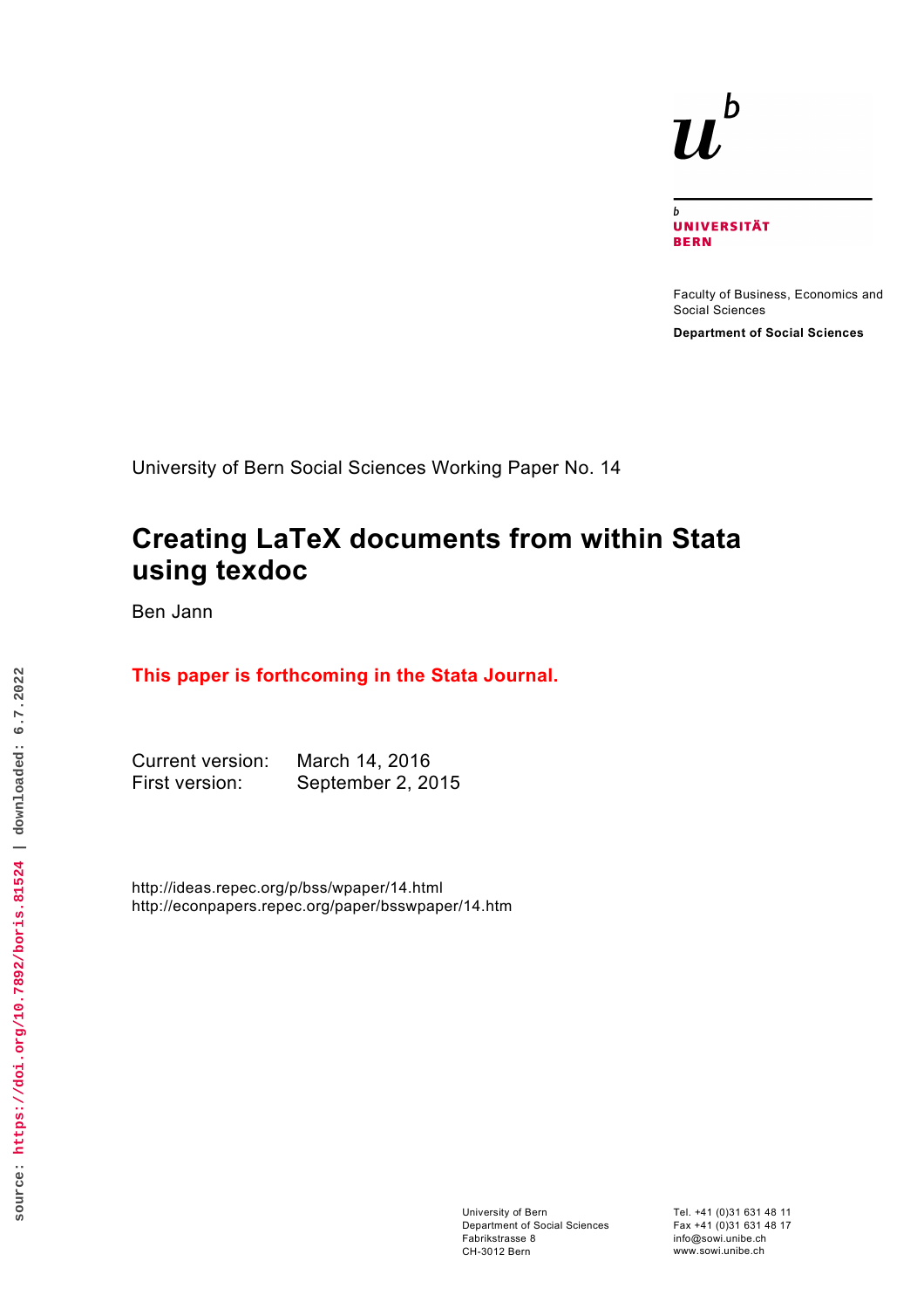UNIVERSITÄT BERN

Faculty of Business, Economics and Social Sciences

**Department of Social Sciences**

University of Bern Social Sciences Working Paper No. 14

# Creating LaTeX documents from within Stata using texdoc

Ben Jann

**This paper is forthcoming in the Stata Journal.**

Current version: March 14, 2016
First version: September 2, 2015

http://ideas.repec.org/p/bss/wpaper/14.html
http://econpapers.repec.org/paper/bsswpaper/14.htm

source: https://doi.org/10.7892/boris.81524 | downloaded: 6.7.2022

University of Bern
Department of Social Sciences
Fabrikstrasse 8
CH-3012 Bern

Tel. +41 (0)31 631 48 11
Fax +41 (0)31 631 48 17
info@sowi.unibe.ch
www.sowi.unibe.ch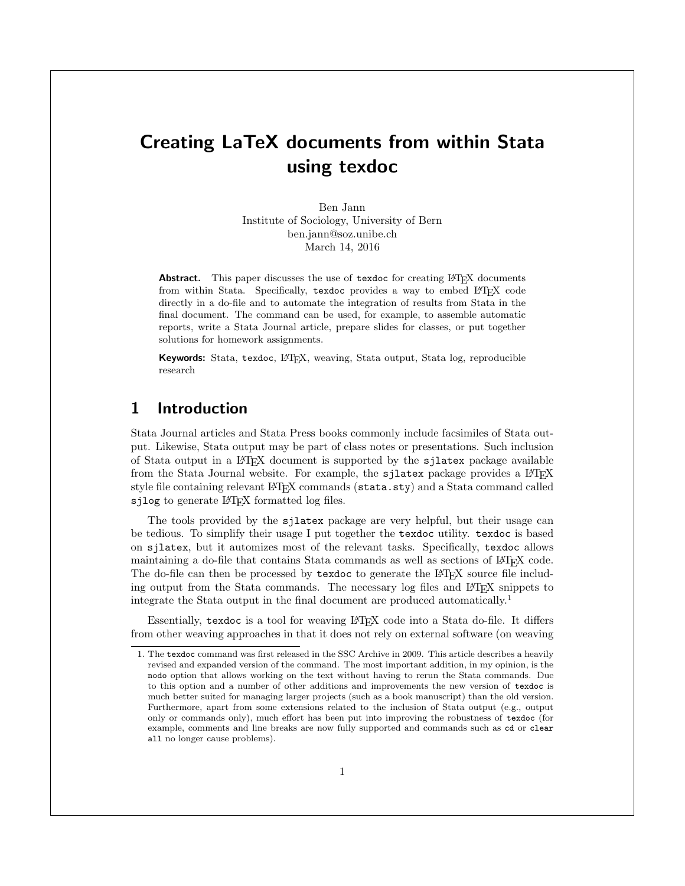// Creating LaTeX documents from within Stata using texdoc

Ben Jann
Institute of Sociology, University of Bern
ben.jann@soz.unibe.ch
March 14, 2016

**Abstract.** This paper discusses the use of `texdoc` for creating LaTeX documents from within Stata. Specifically, `texdoc` provides a way to embed LaTeX code directly in a do-file and to automate the integration of results from Stata in the final document. The command can be used, for example, to assemble automatic reports, write a Stata Journal article, prepare slides for classes, or put together solutions for homework assignments.

**Keywords:** Stata, `texdoc`, LaTeX, weaving, Stata output, Stata log, reproducible research

## 1 Introduction

Stata Journal articles and Stata Press books commonly include facsimiles of Stata output. Likewise, Stata output may be part of class notes or presentations. Such inclusion of Stata output in a LaTeX document is supported by the `sjlatex` package available from the Stata Journal website. For example, the `sjlatex` package provides a LaTeX style file containing relevant LaTeX commands (`stata.sty`) and a Stata command called `sjlog` to generate LaTeX formatted log files.

The tools provided by the `sjlatex` package are very helpful, but their usage can be tedious. To simplify their usage I put together the `texdoc` utility. `texdoc` is based on `sjlatex`, but it automizes most of the relevant tasks. Specifically, `texdoc` allows maintaining a do-file that contains Stata commands as well as sections of LaTeX code. The do-file can then be processed by `texdoc` to generate the LaTeX source file including output from the Stata commands. The necessary log files and LaTeX snippets to integrate the Stata output in the final document are produced automatically.[1]

Essentially, `texdoc` is a tool for weaving LaTeX code into a Stata do-file. It differs from other weaving approaches in that it does not rely on external software (on weaving

1. The `texdoc` command was first released in the SSC Archive in 2009. This article describes a heavily revised and expanded version of the command. The most important addition, in my opinion, is the `nodo` option that allows working on the text without having to rerun the Stata commands. Due to this option and a number of other additions and improvements the new version of `texdoc` is much better suited for managing larger projects (such as a book manuscript) than the old version. Furthermore, apart from some extensions related to the inclusion of Stata output (e.g., output only or commands only), much effort has been put into improving the robustness of `texdoc` (for example, comments and line breaks are now fully supported and commands such as `cd` or `clear all` no longer cause problems).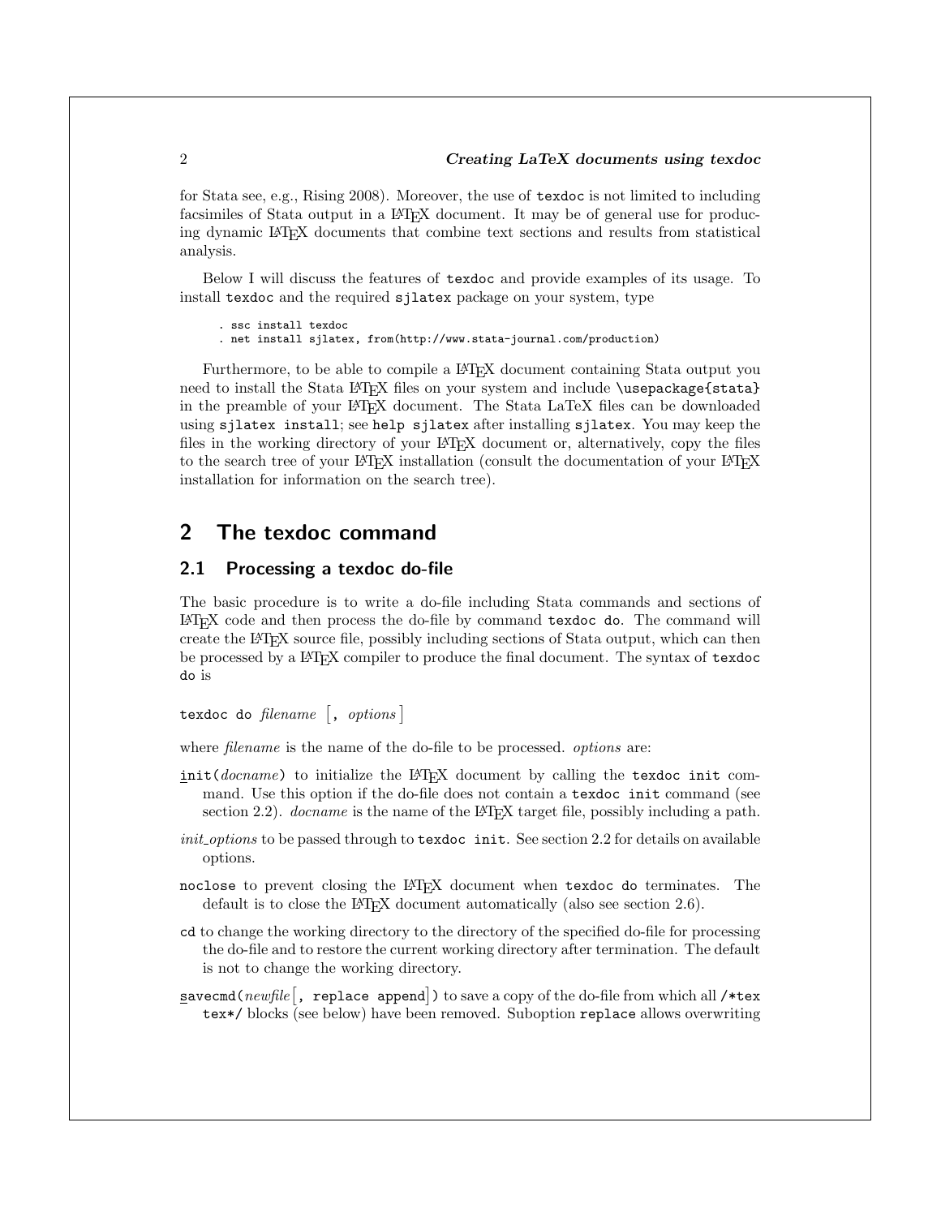for Stata see, e.g., Rising 2008). Moreover, the use of `texdoc` is not limited to including facsimiles of Stata output in a LaTeX document. It may be of general use for producing dynamic LaTeX documents that combine text sections and results from statistical analysis.

Below I will discuss the features of `texdoc` and provide examples of its usage. To install `texdoc` and the required `sjlatex` package on your system, type

```
. ssc install texdoc
. net install sjlatex, from(http://www.stata-journal.com/production)
```

Furthermore, to be able to compile a LaTeX document containing Stata output you need to install the Stata LaTeX files on your system and include `\usepackage{stata}` in the preamble of your LaTeX document. The Stata LaTeX files can be downloaded using `sjlatex install`; see `help sjlatex` after installing `sjlatex`. You may keep the files in the working directory of your LaTeX document or, alternatively, copy the files to the search tree of your LaTeX installation (consult the documentation of your LaTeX installation for information on the search tree).

## 2 The texdoc command

### 2.1 Processing a texdoc do-file

The basic procedure is to write a do-file including Stata commands and sections of LaTeX code and then process the do-file by command `texdoc do`. The command will create the LaTeX source file, possibly including sections of Stata output, which can then be processed by a LaTeX compiler to produce the final document. The syntax of `texdoc do` is

`texdoc do` *filename* [, *options* ]

where *filename* is the name of the do-file to be processed. *options* are:

`init(`*docname*`)` to initialize the LaTeX document by calling the `texdoc init` command. Use this option if the do-file does not contain a `texdoc init` command (see section 2.2). *docname* is the name of the LaTeX target file, possibly including a path.

*init_options* to be passed through to `texdoc init`. See section 2.2 for details on available options.

`noclose` to prevent closing the LaTeX document when `texdoc do` terminates. The default is to close the LaTeX document automatically (also see section 2.6).

`cd` to change the working directory to the directory of the specified do-file for processing the do-file and to restore the current working directory after termination. The default is not to change the working directory.

`savecmd(`*newfile*[`, replace append`]`)` to save a copy of the do-file from which all `/*tex tex*/` blocks (see below) have been removed. Suboption `replace` allows overwriting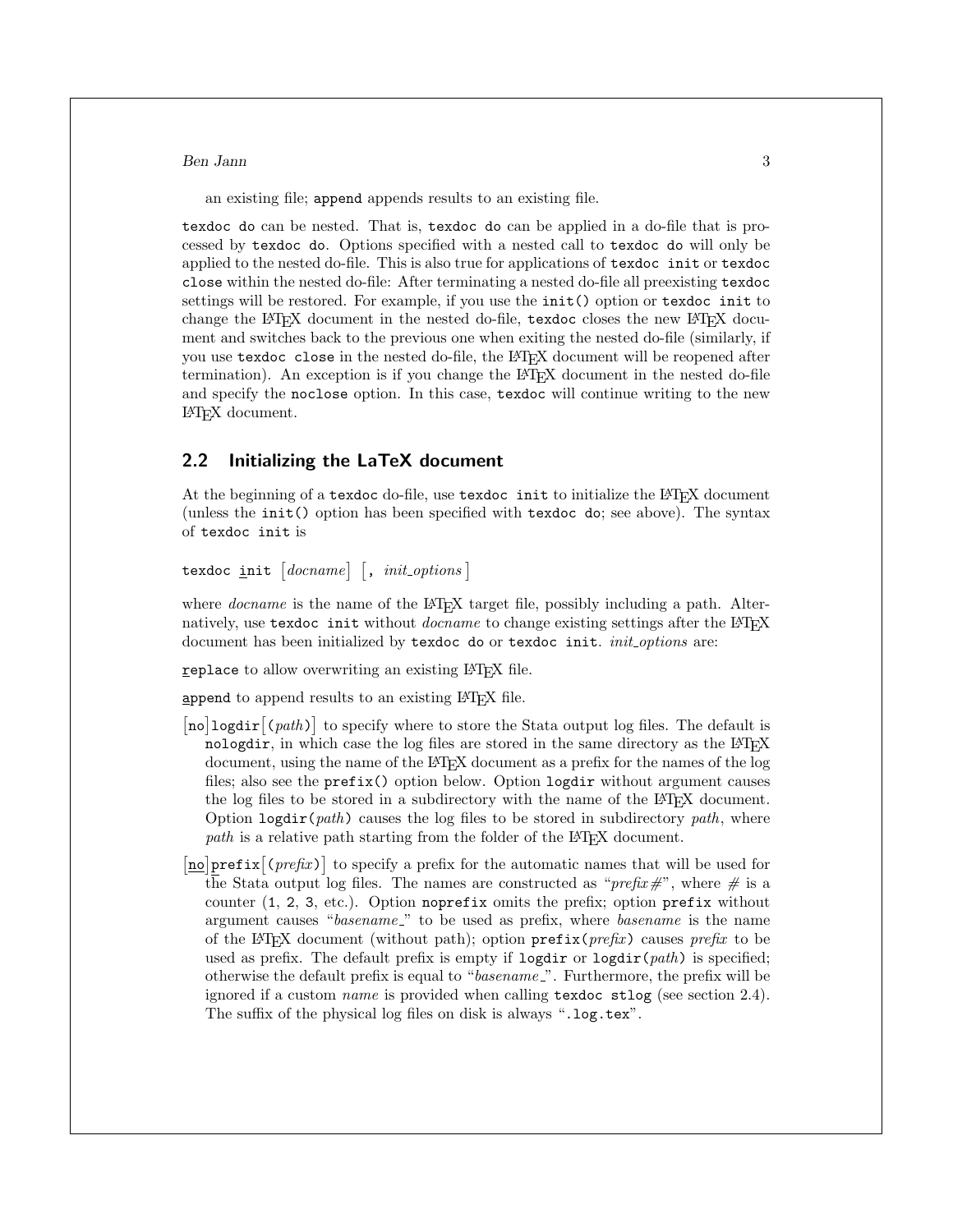an existing file; `append` appends results to an existing file.

`texdoc do` can be nested. That is, `texdoc do` can be applied in a do-file that is processed by `texdoc do`. Options specified with a nested call to `texdoc do` will only be applied to the nested do-file. This is also true for applications of `texdoc init` or `texdoc close` within the nested do-file: After terminating a nested do-file all preexisting `texdoc` settings will be restored. For example, if you use the `init()` option or `texdoc init` to change the LaTeX document in the nested do-file, `texdoc` closes the new LaTeX document and switches back to the previous one when exiting the nested do-file (similarly, if you use `texdoc close` in the nested do-file, the LaTeX document will be reopened after termination). An exception is if you change the LaTeX document in the nested do-file and specify the `noclose` option. In this case, `texdoc` will continue writing to the new LaTeX document.

## 2.2 Initializing the LaTeX document

At the beginning of a `texdoc` do-file, use `texdoc init` to initialize the LaTeX document (unless the `init()` option has been specified with `texdoc do`; see above). The syntax of `texdoc init` is

`texdoc init` [*docname*] [`,` *init_options*]

where *docname* is the name of the LaTeX target file, possibly including a path. Alternatively, use `texdoc init` without *docname* to change existing settings after the LaTeX document has been initialized by `texdoc do` or `texdoc init`. *init_options* are:

`replace` to allow overwriting an existing LaTeX file.

`append` to append results to an existing LaTeX file.

[`no`]`logdir`[`(`*path*`)`] to specify where to store the Stata output log files. The default is `nologdir`, in which case the log files are stored in the same directory as the LaTeX document, using the name of the LaTeX document as a prefix for the names of the log files; also see the `prefix()` option below. Option `logdir` without argument causes the log files to be stored in a subdirectory with the name of the LaTeX document. Option `logdir(`*path*`)` causes the log files to be stored in subdirectory *path*, where *path* is a relative path starting from the folder of the LaTeX document.

[`no`]`prefix`[`(`*prefix*`)`] to specify a prefix for the automatic names that will be used for the Stata output log files. The names are constructed as "*prefix#*", where # is a counter (`1`, `2`, `3`, etc.). Option `noprefix` omits the prefix; option `prefix` without argument causes "*basename*_" to be used as prefix, where *basename* is the name of the LaTeX document (without path); option `prefix(`*prefix*`)` causes *prefix* to be used as prefix. The default prefix is empty if `logdir` or `logdir(`*path*`)` is specified; otherwise the default prefix is equal to "*basename*_". Furthermore, the prefix will be ignored if a custom *name* is provided when calling `texdoc stlog` (see section 2.4). The suffix of the physical log files on disk is always "`.log.tex`".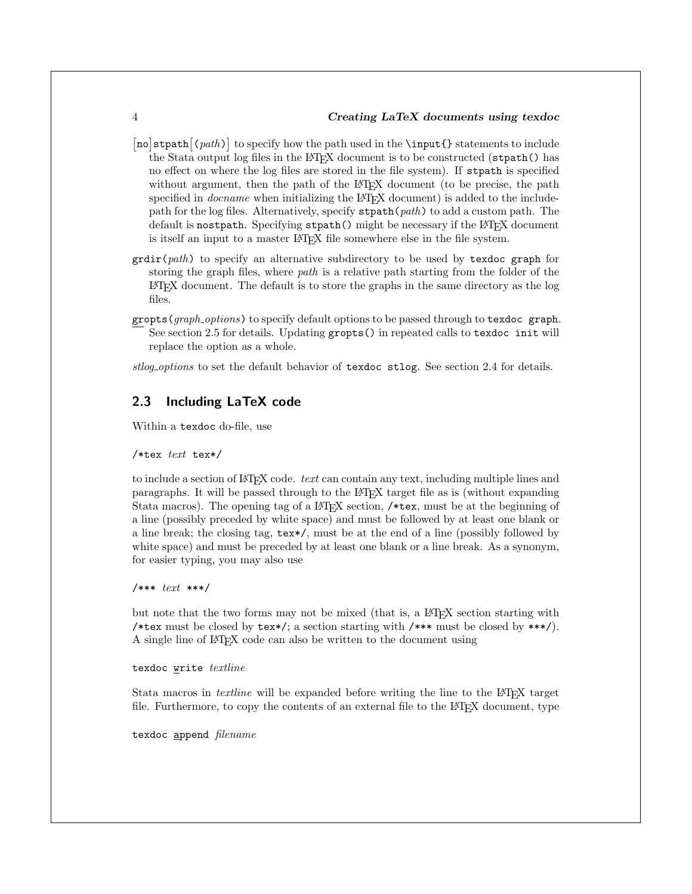[no]stpath[(*path*)] to specify how the path used in the \input{} statements to include the Stata output log files in the LaTeX document is to be constructed (stpath() has no effect on where the log files are stored in the file system). If stpath is specified without argument, then the path of the LaTeX document (to be precise, the path specified in *docname* when initializing the LaTeX document) is added to the include-path for the log files. Alternatively, specify stpath(*path*) to add a custom path. The default is nostpath. Specifying stpath() might be necessary if the LaTeX document is itself an input to a master LaTeX file somewhere else in the file system.

grdir(*path*) to specify an alternative subdirectory to be used by texdoc graph for storing the graph files, where *path* is a relative path starting from the folder of the LaTeX document. The default is to store the graphs in the same directory as the log files.

gropts(*graph_options*) to specify default options to be passed through to texdoc graph. See section 2.5 for details. Updating gropts() in repeated calls to texdoc init will replace the option as a whole.

*stlog_options* to set the default behavior of texdoc stlog. See section 2.4 for details.

## 2.3 Including LaTeX code

Within a texdoc do-file, use

```
/*tex text tex*/
```

to include a section of LaTeX code. *text* can contain any text, including multiple lines and paragraphs. It will be passed through to the LaTeX target file as is (without expanding Stata macros). The opening tag of a LaTeX section, /*tex, must be at the beginning of a line (possibly preceded by white space) and must be followed by at least one blank or a line break; the closing tag, tex*/, must be at the end of a line (possibly followed by white space) and must be preceded by at least one blank or a line break. As a synonym, for easier typing, you may also use

```
/*** text ***/
```

but note that the two forms may not be mixed (that is, a LaTeX section starting with /*tex must be closed by tex*/; a section starting with /*** must be closed by ***/). A single line of LaTeX code can also be written to the document using

```
texdoc write textline
```

Stata macros in *textline* will be expanded before writing the line to the LaTeX target file. Furthermore, to copy the contents of an external file to the LaTeX document, type

```
texdoc append filename
```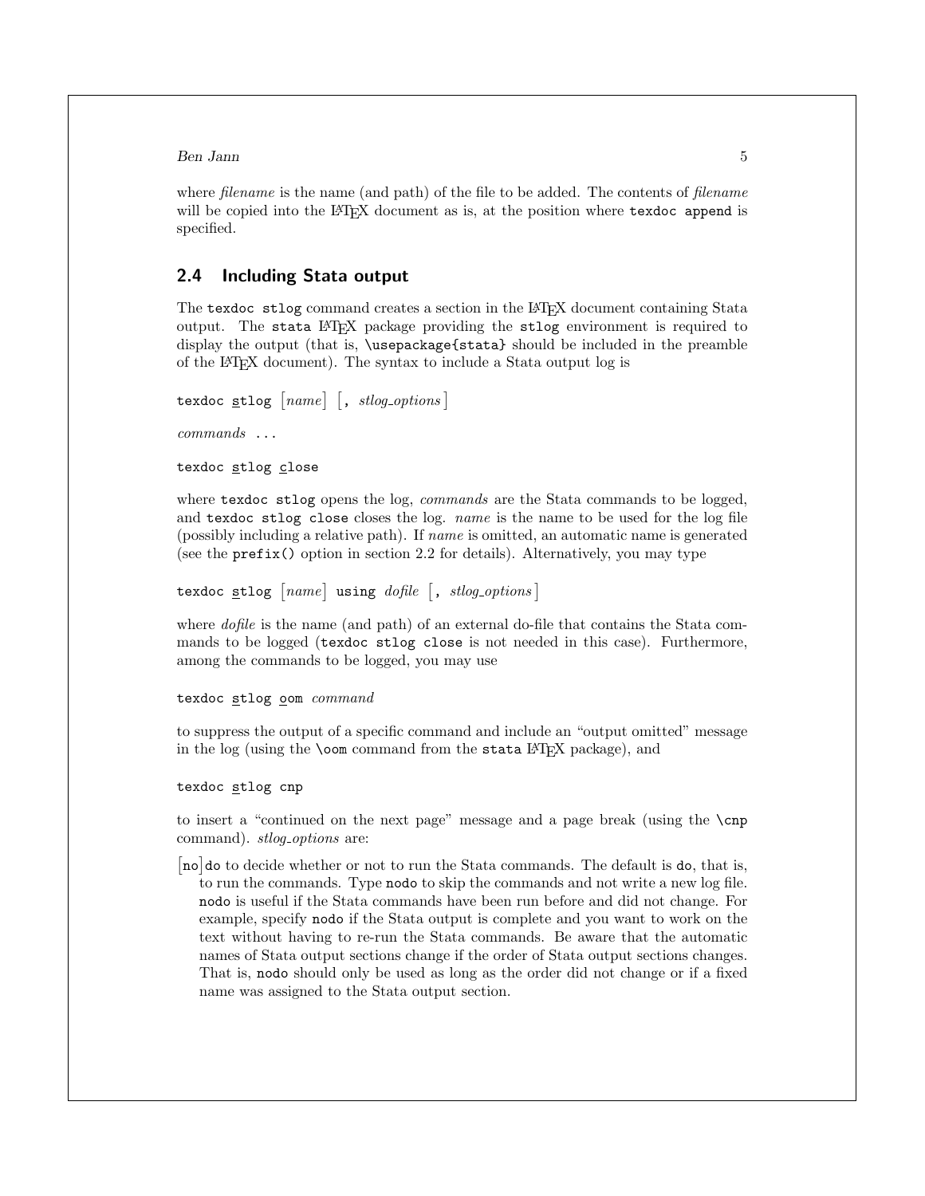where *filename* is the name (and path) of the file to be added. The contents of *filename* will be copied into the LaTeX document as is, at the position where `texdoc append` is specified.

## 2.4 Including Stata output

The `texdoc stlog` command creates a section in the LaTeX document containing Stata output. The `stata` LaTeX package providing the `stlog` environment is required to display the output (that is, `\usepackage{stata}` should be included in the preamble of the LaTeX document). The syntax to include a Stata output log is

`texdoc stlog` [*name*] [, *stlog_options*]

*commands* ...

`texdoc stlog close`

where `texdoc stlog` opens the log, *commands* are the Stata commands to be logged, and `texdoc stlog close` closes the log. *name* is the name to be used for the log file (possibly including a relative path). If *name* is omitted, an automatic name is generated (see the `prefix()` option in section 2.2 for details). Alternatively, you may type

`texdoc stlog` [*name*] `using` *dofile* [, *stlog_options*]

where *dofile* is the name (and path) of an external do-file that contains the Stata commands to be logged (`texdoc stlog close` is not needed in this case). Furthermore, among the commands to be logged, you may use

`texdoc stlog oom` *command*

to suppress the output of a specific command and include an "output omitted" message in the log (using the `\oom` command from the `stata` LaTeX package), and

`texdoc stlog cnp`

to insert a "continued on the next page" message and a page break (using the `\cnp` command). *stlog_options* are:

[`no`]`do` to decide whether or not to run the Stata commands. The default is `do`, that is, to run the commands. Type `nodo` to skip the commands and not write a new log file. `nodo` is useful if the Stata commands have been run before and did not change. For example, specify `nodo` if the Stata output is complete and you want to work on the text without having to re-run the Stata commands. Be aware that the automatic names of Stata output sections change if the order of Stata output sections changes. That is, `nodo` should only be used as long as the order did not change or if a fixed name was assigned to the Stata output section.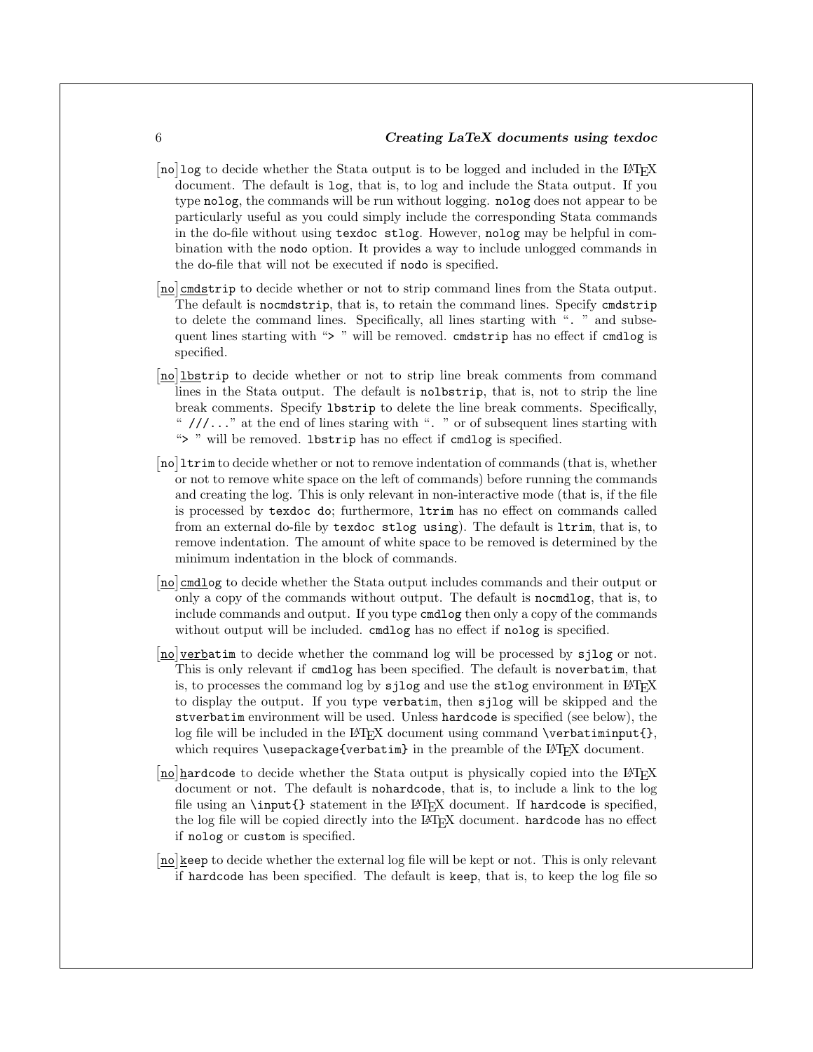[no]`log` to decide whether the Stata output is to be logged and included in the LaTeX document. The default is `log`, that is, to log and include the Stata output. If you type `nolog`, the commands will be run without logging. `nolog` does not appear to be particularly useful as you could simply include the corresponding Stata commands in the do-file without using `texdoc stlog`. However, `nolog` may be helpful in combination with the `nodo` option. It provides a way to include unlogged commands in the do-file that will not be executed if `nodo` is specified.

[no]`cmdstrip` to decide whether or not to strip command lines from the Stata output. The default is `nocmdstrip`, that is, to retain the command lines. Specify `cmdstrip` to delete the command lines. Specifically, all lines starting with "`. `" and subsequent lines starting with "`> `" will be removed. `cmdstrip` has no effect if `cmdlog` is specified.

[no]`lbstrip` to decide whether or not to strip line break comments from command lines in the Stata output. The default is `nolbstrip`, that is, not to strip the line break comments. Specify `lbstrip` to delete the line break comments. Specifically, "` ///...`" at the end of lines staring with "`. `" or of subsequent lines starting with "`> `" will be removed. `lbstrip` has no effect if `cmdlog` is specified.

[no]`ltrim` to decide whether or not to remove indentation of commands (that is, whether or not to remove white space on the left of commands) before running the commands and creating the log. This is only relevant in non-interactive mode (that is, if the file is processed by `texdoc do`; furthermore, `ltrim` has no effect on commands called from an external do-file by `texdoc stlog using`). The default is `ltrim`, that is, to remove indentation. The amount of white space to be removed is determined by the minimum indentation in the block of commands.

[no]`cmdlog` to decide whether the Stata output includes commands and their output or only a copy of the commands without output. The default is `nocmdlog`, that is, to include commands and output. If you type `cmdlog` then only a copy of the commands without output will be included. `cmdlog` has no effect if `nolog` is specified.

[no]`verbatim` to decide whether the command log will be processed by `sjlog` or not. This is only relevant if `cmdlog` has been specified. The default is `noverbatim`, that is, to processes the command log by `sjlog` and use the `stlog` environment in LaTeX to display the output. If you type `verbatim`, then `sjlog` will be skipped and the `stverbatim` environment will be used. Unless `hardcode` is specified (see below), the log file will be included in the LaTeX document using command `\verbatiminput{}`, which requires `\usepackage{verbatim}` in the preamble of the LaTeX document.

[no]`hardcode` to decide whether the Stata output is physically copied into the LaTeX document or not. The default is `nohardcode`, that is, to include a link to the log file using an `\input{}` statement in the LaTeX document. If `hardcode` is specified, the log file will be copied directly into the LaTeX document. `hardcode` has no effect if `nolog` or `custom` is specified.

[no]`keep` to decide whether the external log file will be kept or not. This is only relevant if `hardcode` has been specified. The default is `keep`, that is, to keep the log file so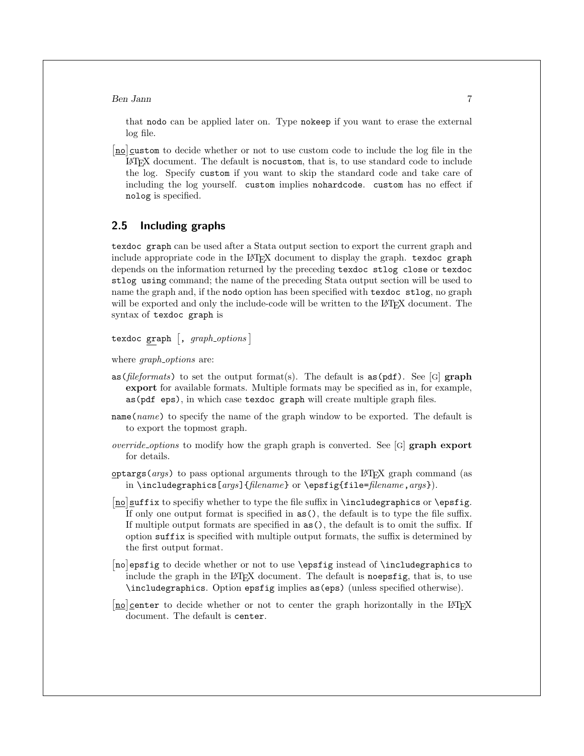that nodo can be applied later on. Type nokeep if you want to erase the external log file.

[no]custom to decide whether or not to use custom code to include the log file in the LaTeX document. The default is nocustom, that is, to use standard code to include the log. Specify custom if you want to skip the standard code and take care of including the log yourself. custom implies nohardcode. custom has no effect if nolog is specified.

## 2.5 Including graphs

texdoc graph can be used after a Stata output section to export the current graph and include appropriate code in the LaTeX document to display the graph. texdoc graph depends on the information returned by the preceding texdoc stlog close or texdoc stlog using command; the name of the preceding Stata output section will be used to name the graph and, if the nodo option has been specified with texdoc stlog, no graph will be exported and only the include-code will be written to the LaTeX document. The syntax of texdoc graph is

texdoc graph [, *graph_options*]

where *graph_options* are:

as(*fileformats*) to set the output format(s). The default is as(pdf). See [G] **graph export** for available formats. Multiple formats may be specified as in, for example, as(pdf eps), in which case texdoc graph will create multiple graph files.

name(*name*) to specify the name of the graph window to be exported. The default is to export the topmost graph.

*override_options* to modify how the graph graph is converted. See [G] **graph export** for details.

optargs(*args*) to pass optional arguments through to the LaTeX graph command (as in \includegraphics[*args*]{*filename*} or \epsfig{file=*filename*,*args*}).

[no]suffix to specifiy whether to type the file suffix in \includegraphics or \epsfig. If only one output format is specified in as(), the default is to type the file suffix. If multiple output formats are specified in as(), the default is to omit the suffix. If option suffix is specified with multiple output formats, the suffix is determined by the first output format.

[no]epsfig to decide whether or not to use \epsfig instead of \includegraphics to include the graph in the LaTeX document. The default is noepsfig, that is, to use \includegraphics. Option epsfig implies as(eps) (unless specified otherwise).

[no]center to decide whether or not to center the graph horizontally in the LaTeX document. The default is center.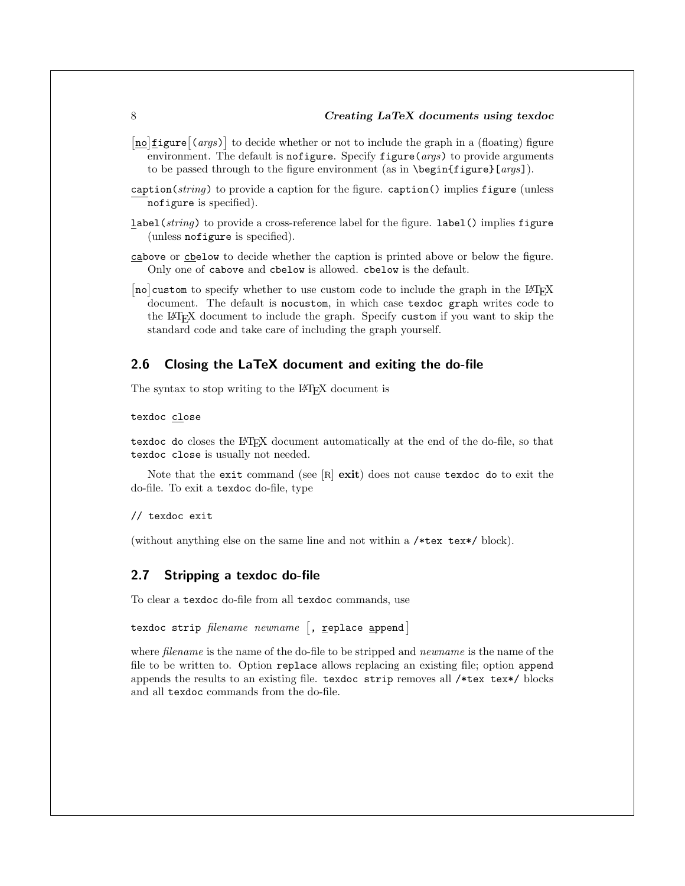[no]figure[(*args*)] to decide whether or not to include the graph in a (floating) figure environment. The default is nofigure. Specify figure(*args*) to provide arguments to be passed through to the figure environment (as in \begin{figure}[*args*]).

caption(*string*) to provide a caption for the figure. caption() implies figure (unless nofigure is specified).

label(*string*) to provide a cross-reference label for the figure. label() implies figure (unless nofigure is specified).

cabove or cbelow to decide whether the caption is printed above or below the figure. Only one of cabove and cbelow is allowed. cbelow is the default.

[no]custom to specify whether to use custom code to include the graph in the LaTeX document. The default is nocustom, in which case texdoc graph writes code to the LaTeX document to include the graph. Specify custom if you want to skip the standard code and take care of including the graph yourself.

## 2.6 Closing the LaTeX document and exiting the do-file

The syntax to stop writing to the LaTeX document is

```
texdoc close
```

texdoc do closes the LaTeX document automatically at the end of the do-file, so that texdoc close is usually not needed.

Note that the exit command (see [R] **exit**) does not cause texdoc do to exit the do-file. To exit a texdoc do-file, type

```
// texdoc exit
```

(without anything else on the same line and not within a /*tex tex*/ block).

## 2.7 Stripping a texdoc do-file

To clear a texdoc do-file from all texdoc commands, use

```
texdoc strip filename newname [, replace append]
```

where *filename* is the name of the do-file to be stripped and *newname* is the name of the file to be written to. Option replace allows replacing an existing file; option append appends the results to an existing file. texdoc strip removes all /*tex tex*/ blocks and all texdoc commands from the do-file.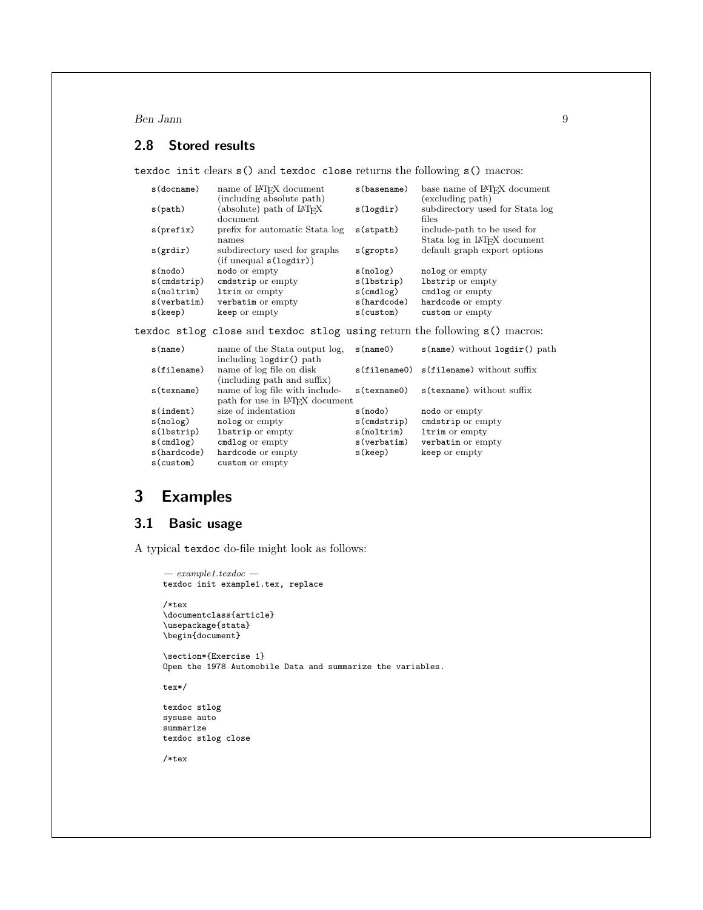## 2.8 Stored results

`texdoc init` clears `s()` and `texdoc close` returns the following `s()` macros:

| | | | |
|---|---|---|---|
| `s(docname)` | name of LaTeX document (including absolute path) | `s(basename)` | base name of LaTeX document (excluding path) |
| `s(path)` | (absolute) path of LaTeX document | `s(logdir)` | subdirectory used for Stata log files |
| `s(prefix)` | prefix for automatic Stata log names | `s(stpath)` | include-path to be used for Stata log in LaTeX document |
| `s(grdir)` | subdirectory used for graphs (if unequal `s(logdir)`) | `s(gropts)` | default graph export options |
| `s(nodo)` | `nodo` or empty | `s(nolog)` | `nolog` or empty |
| `s(cmdstrip)` | `cmdstrip` or empty | `s(lbstrip)` | `lbstrip` or empty |
| `s(noltrim)` | `ltrim` or empty | `s(cmdlog)` | `cmdlog` or empty |
| `s(verbatim)` | `verbatim` or empty | `s(hardcode)` | `hardcode` or empty |
| `s(keep)` | `keep` or empty | `s(custom)` | `custom` or empty |

`texdoc stlog close` and `texdoc stlog using` return the following `s()` macros:

| | | | |
|---|---|---|---|
| `s(name)` | name of the Stata output log, including `logdir()` path | `s(name0)` | `s(name)` without `logdir()` path |
| `s(filename)` | name of log file on disk (including path and suffix) | `s(filename0)` | `s(filename)` without suffix |
| `s(texname)` | name of log file with include-path for use in LaTeX document | `s(texname0)` | `s(texname)` without suffix |
| `s(indent)` | size of indentation | `s(nodo)` | `nodo` or empty |
| `s(nolog)` | `nolog` or empty | `s(cmdstrip)` | `cmdstrip` or empty |
| `s(lbstrip)` | `lbstrip` or empty | `s(noltrim)` | `ltrim` or empty |
| `s(cmdlog)` | `cmdlog` or empty | `s(verbatim)` | `verbatim` or empty |
| `s(hardcode)` | `hardcode` or empty | `s(keep)` | `keep` or empty |
| `s(custom)` | `custom` or empty | | |

# 3 Examples

## 3.1 Basic usage

A typical `texdoc` do-file might look as follows:

```
— example1.texdoc —
texdoc init example1.tex, replace

/*tex
\documentclass{article}
\usepackage{stata}
\begin{document}

\section*{Exercise 1}
Open the 1978 Automobile Data and summarize the variables.

tex*/

texdoc stlog
sysuse auto
summarize
texdoc stlog close

/*tex
```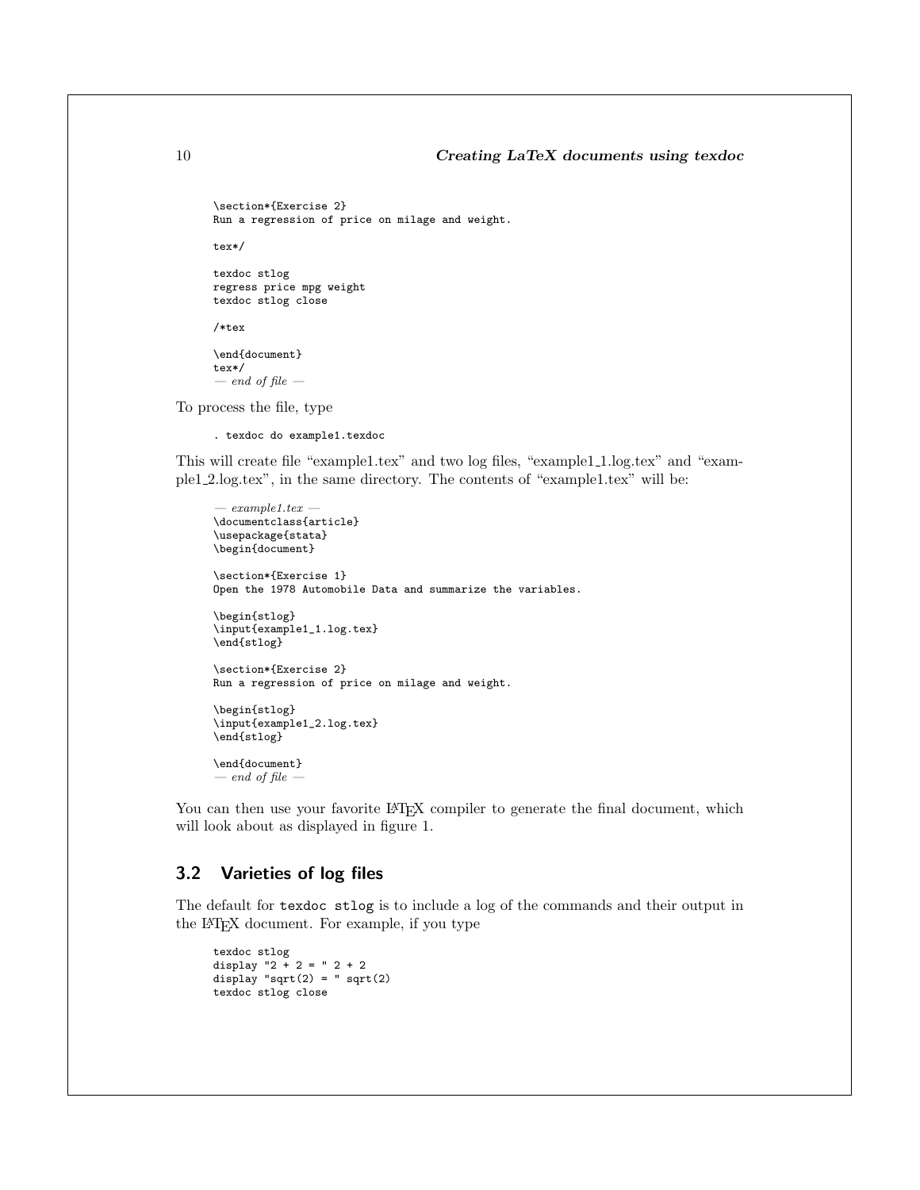```
\section*{Exercise 2}
Run a regression of price on milage and weight.

tex*/

texdoc stlog
regress price mpg weight
texdoc stlog close

/*tex

\end{document}
tex*/
```
*— end of file —*

To process the file, type

```
. texdoc do example1.texdoc
```

This will create file "example1.tex" and two log files, "example1_1.log.tex" and "example1_2.log.tex", in the same directory. The contents of "example1.tex" will be:

*— example1.tex —*
```
\documentclass{article}
\usepackage{stata}
\begin{document}

\section*{Exercise 1}
Open the 1978 Automobile Data and summarize the variables.

\begin{stlog}
\input{example1_1.log.tex}
\end{stlog}

\section*{Exercise 2}
Run a regression of price on milage and weight.

\begin{stlog}
\input{example1_2.log.tex}
\end{stlog}

\end{document}
```
*— end of file —*

You can then use your favorite LaTeX compiler to generate the final document, which will look about as displayed in figure 1.

## 3.2 Varieties of log files

The default for `texdoc stlog` is to include a log of the commands and their output in the LaTeX document. For example, if you type

```
texdoc stlog
display "2 + 2 = " 2 + 2
display "sqrt(2) = " sqrt(2)
texdoc stlog close
```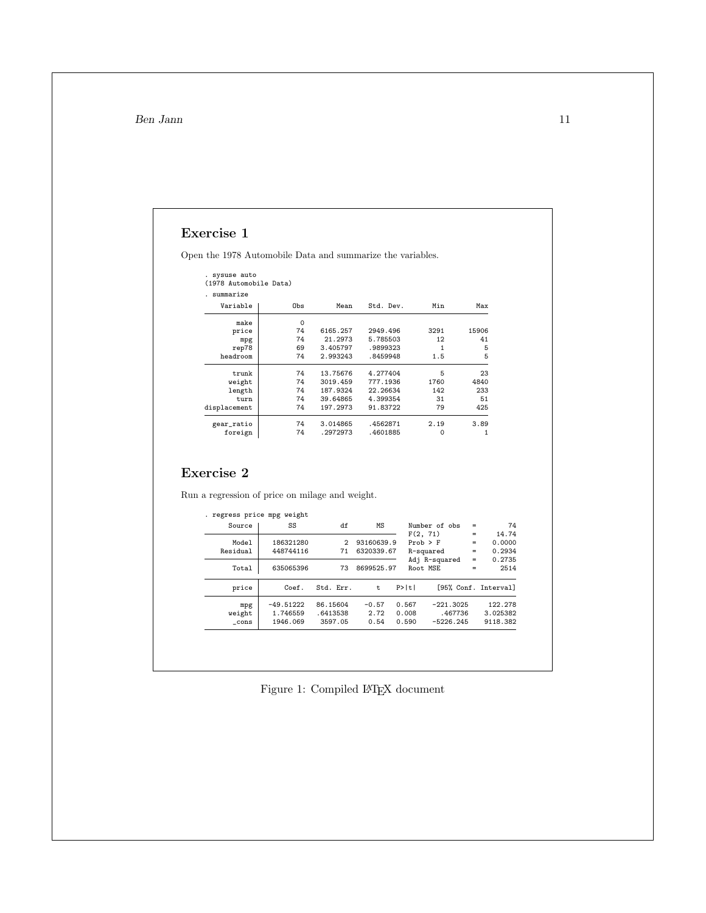## Exercise 1

Open the 1978 Automobile Data and summarize the variables.

```
. sysuse auto
(1978 Automobile Data)
. summarize

    Variable |       Obs        Mean    Std. Dev.       Min        Max
-------------+--------------------------------------------------------
        make |         0
       price |        74    6165.257    2949.496       3291      15906
         mpg |        74     21.2973    5.785503         12         41
       rep78 |        69    3.405797    .9899323          1          5
    headroom |        74    2.993243    .8459948        1.5          5
-------------+--------------------------------------------------------
       trunk |        74    13.75676    4.277404          5         23
      weight |        74    3019.459    777.1936       1760       4840
      length |        74    187.9324    22.26634        142        233
        turn |        74    39.64865    4.399354         31         51
displacement |        74    197.2973    91.83722         79        425
-------------+--------------------------------------------------------
  gear_ratio |        74    3.014865    .4562871       2.19       3.89
     foreign |        74    .2972973    .4601885          0          1
```

## Exercise 2

Run a regression of price on milage and weight.

```
. regress price mpg weight

      Source |       SS       df       MS              Number of obs =      74
-------------+------------------------------           F(2, 71)      =   14.74
       Model |   186321280     2  93160639.9           Prob > F      =  0.0000
    Residual |   448744116    71  6320339.67           R-squared     =  0.2934
-------------+------------------------------           Adj R-squared =  0.2735
       Total |   635065396    73  8699525.97           Root MSE      =    2514

------------------------------------------------------------------------------
       price |      Coef.   Std. Err.      t    P>|t|     [95% Conf. Interval]
-------------+----------------------------------------------------------------
         mpg |  -49.51222   86.15604    -0.57   0.567    -221.3025     122.278
      weight |   1.746559   .6413538     2.72   0.008      .467736    3.025382
       _cons |   1946.069    3597.05     0.54   0.590    -5226.245    9118.382
------------------------------------------------------------------------------
```

Figure 1: Compiled LaTeX document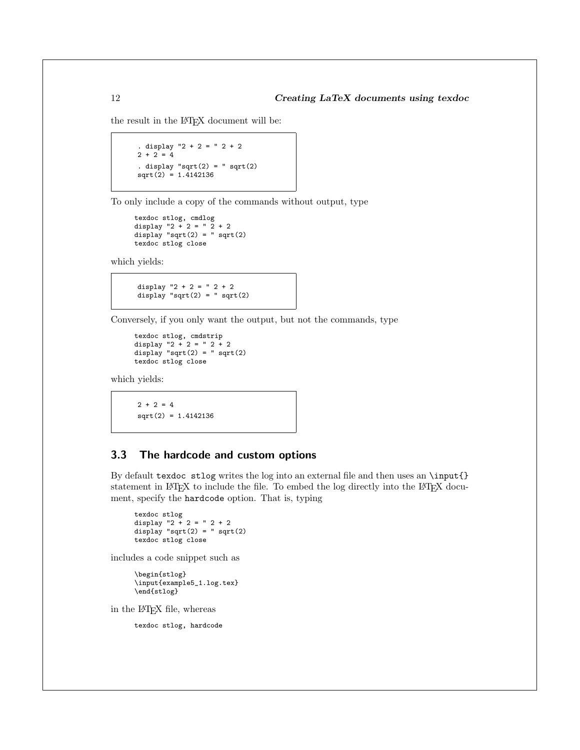the result in the LaTeX document will be:

```
. display "2 + 2 = " 2 + 2
2 + 2 = 4
. display "sqrt(2) = " sqrt(2)
sqrt(2) = 1.4142136
```

To only include a copy of the commands without output, type

```
texdoc stlog, cmdlog
display "2 + 2 = " 2 + 2
display "sqrt(2) = " sqrt(2)
texdoc stlog close
```

which yields:

```
display "2 + 2 = " 2 + 2
display "sqrt(2) = " sqrt(2)
```

Conversely, if you only want the output, but not the commands, type

```
texdoc stlog, cmdstrip
display "2 + 2 = " 2 + 2
display "sqrt(2) = " sqrt(2)
texdoc stlog close
```

which yields:

```
2 + 2 = 4
sqrt(2) = 1.4142136
```

## 3.3 The hardcode and custom options

By default `texdoc stlog` writes the log into an external file and then uses an `\input{}` statement in LaTeX to include the file. To embed the log directly into the LaTeX document, specify the `hardcode` option. That is, typing

```
texdoc stlog
display "2 + 2 = " 2 + 2
display "sqrt(2) = " sqrt(2)
texdoc stlog close
```

includes a code snippet such as

```
\begin{stlog}
\input{example5_1.log.tex}
\end{stlog}
```

in the LaTeX file, whereas

```
texdoc stlog, hardcode
```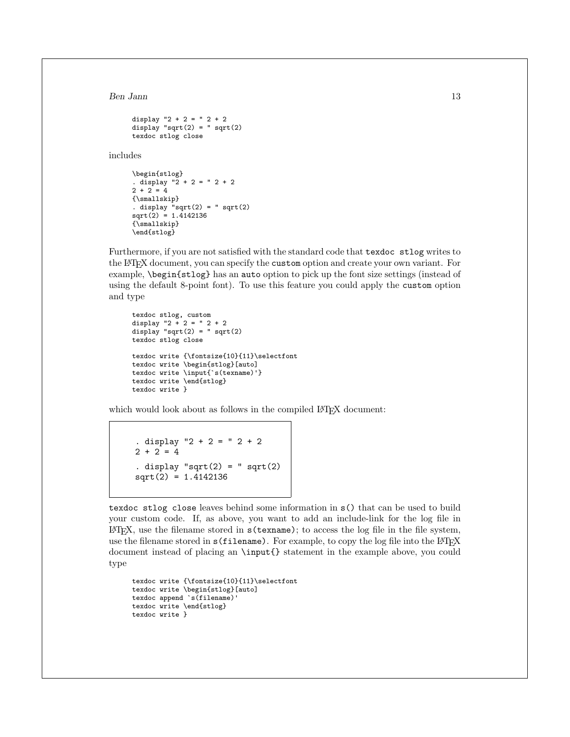```
display "2 + 2 = " 2 + 2
display "sqrt(2) = " sqrt(2)
texdoc stlog close
```

includes

```
\begin{stlog}
. display "2 + 2 = " 2 + 2
2 + 2 = 4
{\smallskip}
. display "sqrt(2) = " sqrt(2)
sqrt(2) = 1.4142136
{\smallskip}
\end{stlog}
```

Furthermore, if you are not satisfied with the standard code that `texdoc stlog` writes to the LaTeX document, you can specify the `custom` option and create your own variant. For example, `\begin{stlog}` has an `auto` option to pick up the font size settings (instead of using the default 8-point font). To use this feature you could apply the `custom` option and type

```
texdoc stlog, custom
display "2 + 2 = " 2 + 2
display "sqrt(2) = " sqrt(2)
texdoc stlog close

texdoc write {\fontsize{10}{11}\selectfont
texdoc write \begin{stlog}[auto]
texdoc write \input{`s(texname)'}
texdoc write \end{stlog}
texdoc write }
```

which would look about as follows in the compiled LaTeX document:

```
. display "2 + 2 = " 2 + 2
2 + 2 = 4
. display "sqrt(2) = " sqrt(2)
sqrt(2) = 1.4142136
```

`texdoc stlog close` leaves behind some information in `s()` that can be used to build your custom code. If, as above, you want to add an include-link for the log file in LaTeX, use the filename stored in `s(texname)`; to access the log file in the file system, use the filename stored in `s(filename)`. For example, to copy the log file into the LaTeX document instead of placing an `\input{}` statement in the example above, you could type

```
texdoc write {\fontsize{10}{11}\selectfont
texdoc write \begin{stlog}[auto]
texdoc append `s(filename)'
texdoc write \end{stlog}
texdoc write }
```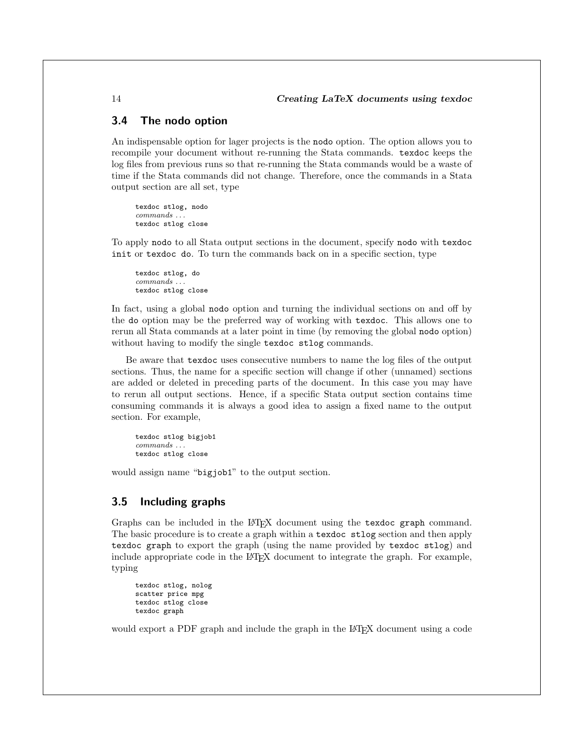## 3.4 The nodo option

An indispensable option for lager projects is the `nodo` option. The option allows you to recompile your document without re-running the Stata commands. `texdoc` keeps the log files from previous runs so that re-running the Stata commands would be a waste of time if the Stata commands did not change. Therefore, once the commands in a Stata output section are all set, type

```
texdoc stlog, nodo
commands ...
texdoc stlog close
```

To apply `nodo` to all Stata output sections in the document, specify `nodo` with `texdoc init` or `texdoc do`. To turn the commands back on in a specific section, type

```
texdoc stlog, do
commands ...
texdoc stlog close
```

In fact, using a global `nodo` option and turning the individual sections on and off by the `do` option may be the preferred way of working with `texdoc`. This allows one to rerun all Stata commands at a later point in time (by removing the global `nodo` option) without having to modify the single `texdoc stlog` commands.

Be aware that `texdoc` uses consecutive numbers to name the log files of the output sections. Thus, the name for a specific section will change if other (unnamed) sections are added or deleted in preceding parts of the document. In this case you may have to rerun all output sections. Hence, if a specific Stata output section contains time consuming commands it is always a good idea to assign a fixed name to the output section. For example,

```
texdoc stlog bigjob1
commands ...
texdoc stlog close
```

would assign name "`bigjob1`" to the output section.

## 3.5 Including graphs

Graphs can be included in the LaTeX document using the `texdoc graph` command. The basic procedure is to create a graph within a `texdoc stlog` section and then apply `texdoc graph` to export the graph (using the name provided by `texdoc stlog`) and include appropriate code in the LaTeX document to integrate the graph. For example, typing

```
texdoc stlog, nolog
scatter price mpg
texdoc stlog close
texdoc graph
```

would export a PDF graph and include the graph in the LaTeX document using a code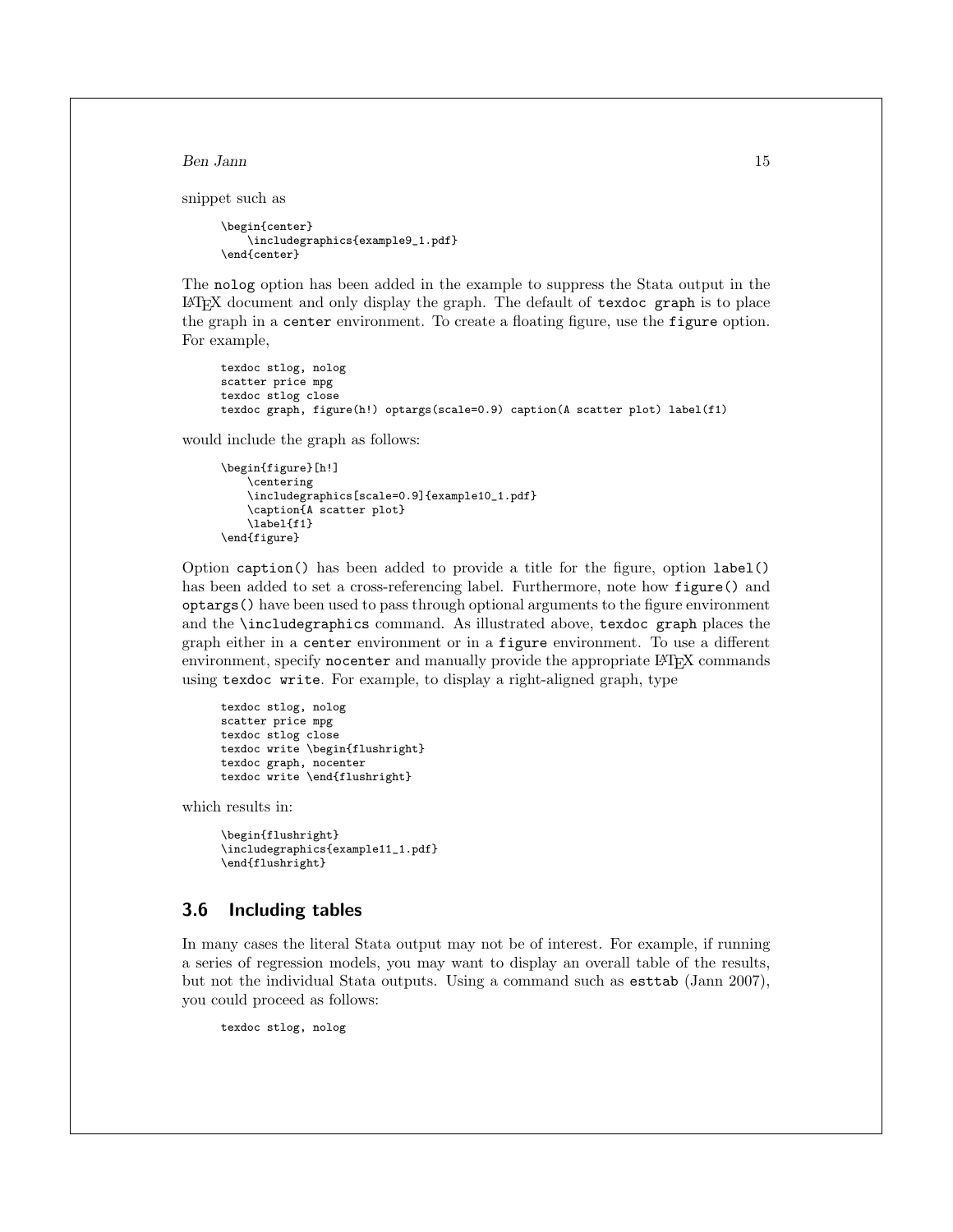snippet such as

```
\begin{center}
    \includegraphics{example9_1.pdf}
\end{center}
```

The nolog option has been added in the example to suppress the Stata output in the LaTeX document and only display the graph. The default of texdoc graph is to place the graph in a center environment. To create a floating figure, use the figure option. For example,

```
texdoc stlog, nolog
scatter price mpg
texdoc stlog close
texdoc graph, figure(h!) optargs(scale=0.9) caption(A scatter plot) label(f1)
```

would include the graph as follows:

```
\begin{figure}[h!]
    \centering
    \includegraphics[scale=0.9]{example10_1.pdf}
    \caption{A scatter plot}
    \label{f1}
\end{figure}
```

Option caption() has been added to provide a title for the figure, option label() has been added to set a cross-referencing label. Furthermore, note how figure() and optargs() have been used to pass through optional arguments to the figure environment and the \includegraphics command. As illustrated above, texdoc graph places the graph either in a center environment or in a figure environment. To use a different environment, specify nocenter and manually provide the appropriate LaTeX commands using texdoc write. For example, to display a right-aligned graph, type

```
texdoc stlog, nolog
scatter price mpg
texdoc stlog close
texdoc write \begin{flushright}
texdoc graph, nocenter
texdoc write \end{flushright}
```

which results in:

```
\begin{flushright}
\includegraphics{example11_1.pdf}
\end{flushright}
```

## 3.6 Including tables

In many cases the literal Stata output may not be of interest. For example, if running a series of regression models, you may want to display an overall table of the results, but not the individual Stata outputs. Using a command such as esttab (Jann 2007), you could proceed as follows:

```
texdoc stlog, nolog
```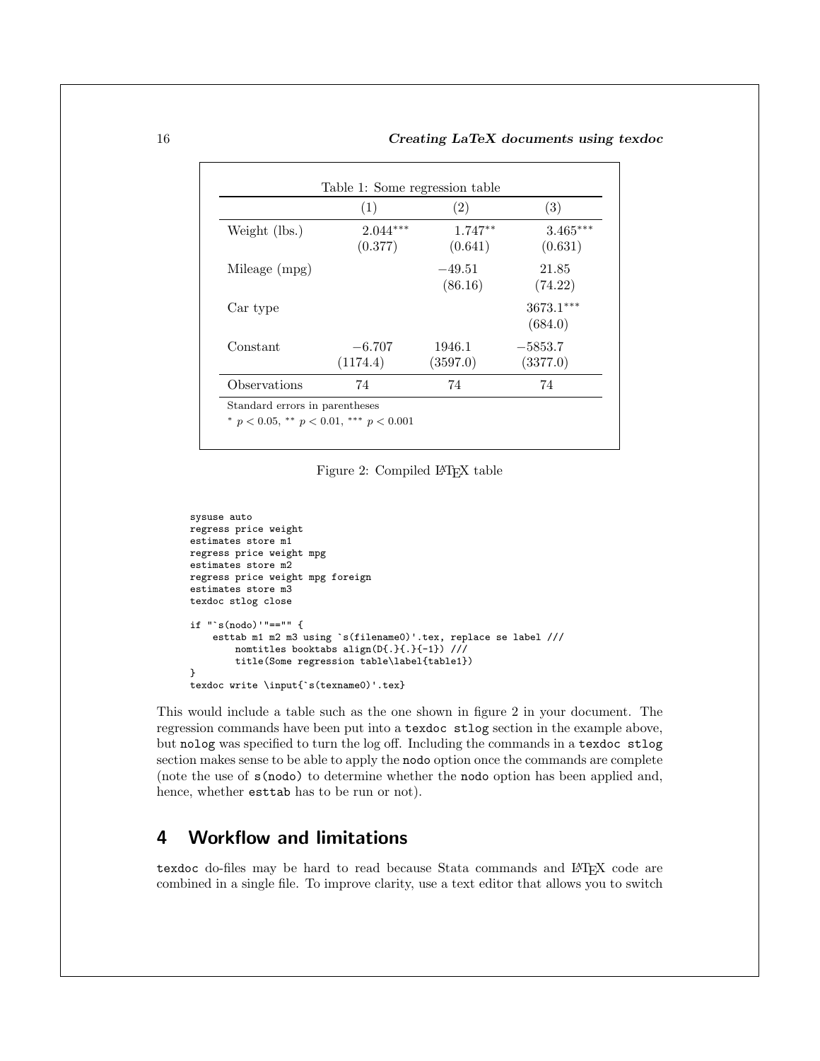Table 1: Some regression table

| | (1) | (2) | (3) |
|---|---|---|---|
| Weight (lbs.) | $2.044^{***}$ | $1.747^{**}$ | $3.465^{***}$ |
| | (0.377) | (0.641) | (0.631) |
| Mileage (mpg) | | $-49.51$ | 21.85 |
| | | (86.16) | (74.22) |
| Car type | | | $3673.1^{***}$ |
| | | | (684.0) |
| Constant | $-6.707$ | 1946.1 | $-5853.7$ |
| | (1174.4) | (3597.0) | (3377.0) |
| Observations | 74 | 74 | 74 |

Standard errors in parentheses
$^{*}$ $p < 0.05$, $^{**}$ $p < 0.01$, $^{***}$ $p < 0.001$

Figure 2: Compiled LaTeX table

```
sysuse auto
regress price weight
estimates store m1
regress price weight mpg
estimates store m2
regress price weight mpg foreign
estimates store m3
texdoc stlog close

if "`s(nodo)'"=="" {
    esttab m1 m2 m3 using `s(filename0)'.tex, replace se label ///
        nomtitles booktabs align(D{.}{.}{-1}) ///
        title(Some regression table\label{table1})
}
texdoc write \input{`s(texname0)'.tex}
```

This would include a table such as the one shown in figure 2 in your document. The regression commands have been put into a `texdoc stlog` section in the example above, but `nolog` was specified to turn the log off. Including the commands in a `texdoc stlog` section makes sense to be able to apply the `nodo` option once the commands are complete (note the use of `s(nodo)` to determine whether the `nodo` option has been applied and, hence, whether `esttab` has to be run or not).

## 4 Workflow and limitations

`texdoc` do-files may be hard to read because Stata commands and LaTeX code are combined in a single file. To improve clarity, use a text editor that allows you to switch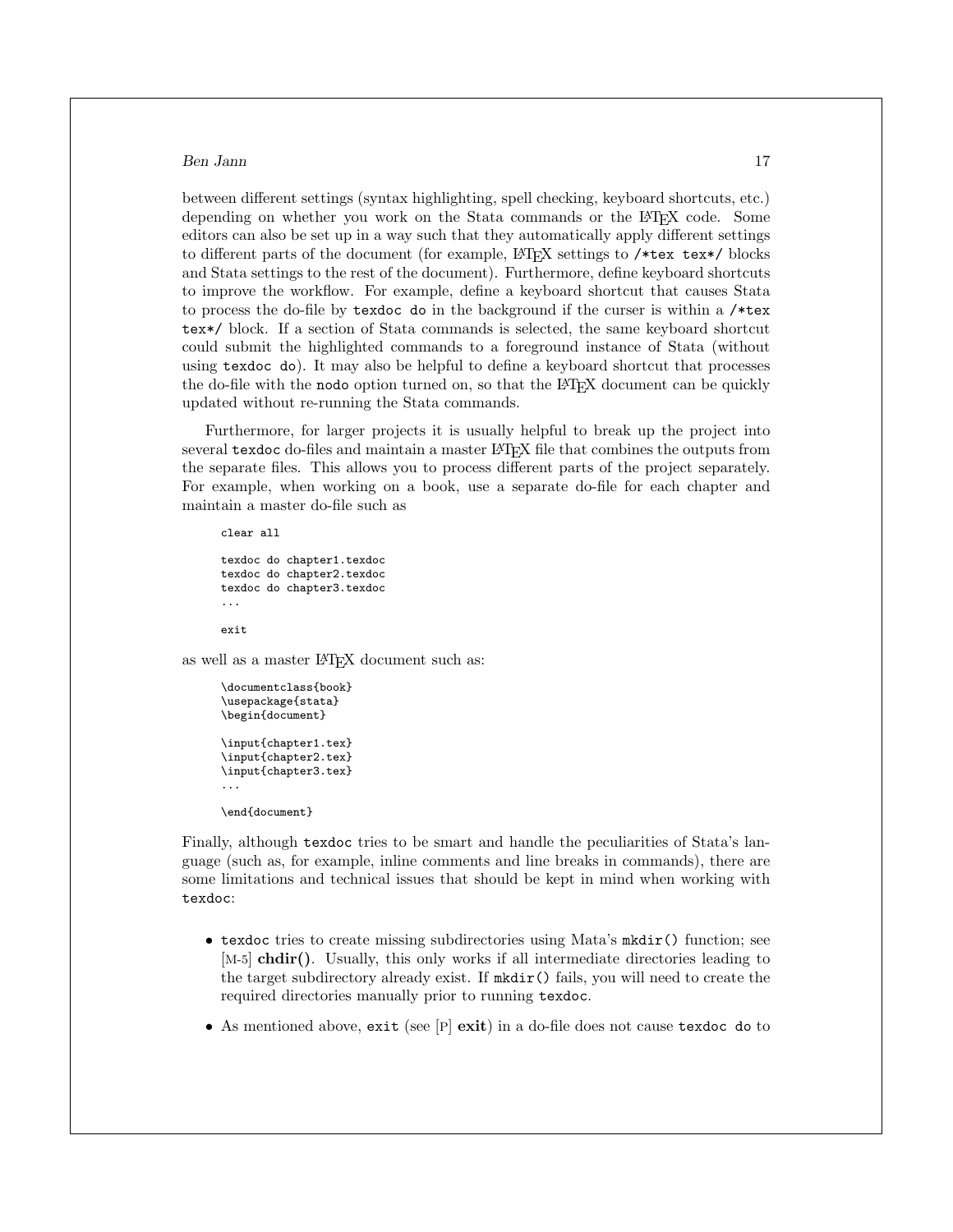between different settings (syntax highlighting, spell checking, keyboard shortcuts, etc.) depending on whether you work on the Stata commands or the LaTeX code. Some editors can also be set up in a way such that they automatically apply different settings to different parts of the document (for example, LaTeX settings to `/*tex tex*/` blocks and Stata settings to the rest of the document). Furthermore, define keyboard shortcuts to improve the workflow. For example, define a keyboard shortcut that causes Stata to process the do-file by `texdoc do` in the background if the curser is within a `/*tex tex*/` block. If a section of Stata commands is selected, the same keyboard shortcut could submit the highlighted commands to a foreground instance of Stata (without using `texdoc do`). It may also be helpful to define a keyboard shortcut that processes the do-file with the `nodo` option turned on, so that the LaTeX document can be quickly updated without re-running the Stata commands.

Furthermore, for larger projects it is usually helpful to break up the project into several `texdoc` do-files and maintain a master LaTeX file that combines the outputs from the separate files. This allows you to process different parts of the project separately. For example, when working on a book, use a separate do-file for each chapter and maintain a master do-file such as

```
clear all

texdoc do chapter1.texdoc
texdoc do chapter2.texdoc
texdoc do chapter3.texdoc
...

exit
```

as well as a master LaTeX document such as:

```
\documentclass{book}
\usepackage{stata}
\begin{document}

\input{chapter1.tex}
\input{chapter2.tex}
\input{chapter3.tex}
...

\end{document}
```

Finally, although `texdoc` tries to be smart and handle the peculiarities of Stata's language (such as, for example, inline comments and line breaks in commands), there are some limitations and technical issues that should be kept in mind when working with `texdoc`:

- `texdoc` tries to create missing subdirectories using Mata's `mkdir()` function; see [M-5] **chdir()**. Usually, this only works if all intermediate directories leading to the target subdirectory already exist. If `mkdir()` fails, you will need to create the required directories manually prior to running `texdoc`.

- As mentioned above, `exit` (see [P] **exit**) in a do-file does not cause `texdoc do` to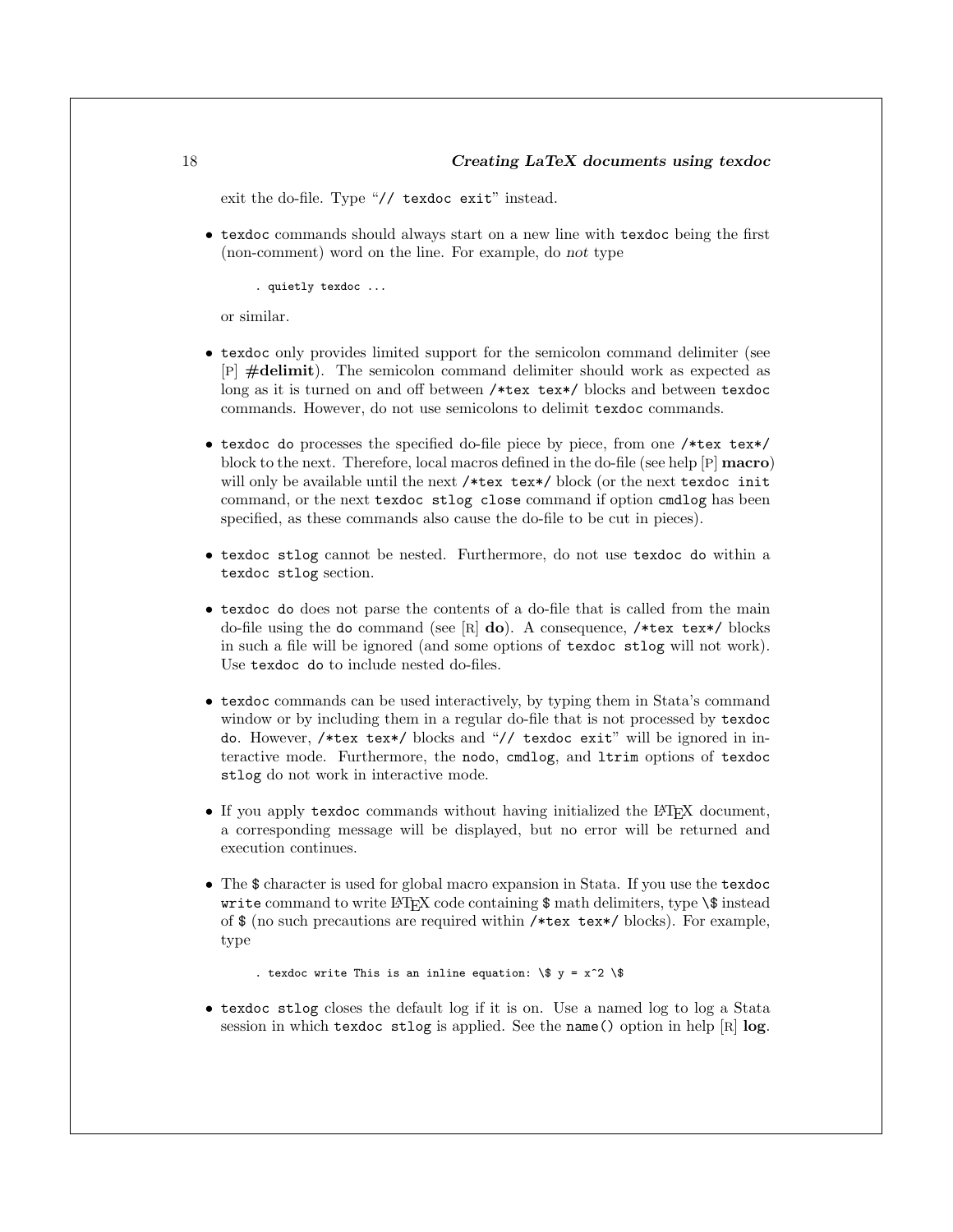exit the do-file. Type "`// texdoc exit`" instead.

- `texdoc` commands should always start on a new line with `texdoc` being the first (non-comment) word on the line. For example, do *not* type

```
. quietly texdoc ...
```

  or similar.

- `texdoc` only provides limited support for the semicolon command delimiter (see [P] **#delimit**). The semicolon command delimiter should work as expected as long as it is turned on and off between `/*tex tex*/` blocks and between `texdoc` commands. However, do not use semicolons to delimit `texdoc` commands.

- `texdoc do` processes the specified do-file piece by piece, from one `/*tex tex*/` block to the next. Therefore, local macros defined in the do-file (see help [P] **macro**) will only be available until the next `/*tex tex*/` block (or the next `texdoc init` command, or the next `texdoc stlog close` command if option `cmdlog` has been specified, as these commands also cause the do-file to be cut in pieces).

- `texdoc stlog` cannot be nested. Furthermore, do not use `texdoc do` within a `texdoc stlog` section.

- `texdoc do` does not parse the contents of a do-file that is called from the main do-file using the `do` command (see [R] **do**). A consequence, `/*tex tex*/` blocks in such a file will be ignored (and some options of `texdoc stlog` will not work). Use `texdoc do` to include nested do-files.

- `texdoc` commands can be used interactively, by typing them in Stata's command window or by including them in a regular do-file that is not processed by `texdoc do`. However, `/*tex tex*/` blocks and "`// texdoc exit`" will be ignored in interactive mode. Furthermore, the `nodo`, `cmdlog`, and `ltrim` options of `texdoc stlog` do not work in interactive mode.

- If you apply `texdoc` commands without having initialized the LaTeX document, a corresponding message will be displayed, but no error will be returned and execution continues.

- The `$` character is used for global macro expansion in Stata. If you use the `texdoc write` command to write LaTeX code containing `$` math delimiters, type `\$` instead of `$` (no such precautions are required within `/*tex tex*/` blocks). For example, type

```
. texdoc write This is an inline equation: \$ y = x^2 \$
```

- `texdoc stlog` closes the default log if it is on. Use a named log to log a Stata session in which `texdoc stlog` is applied. See the `name()` option in help [R] **log**.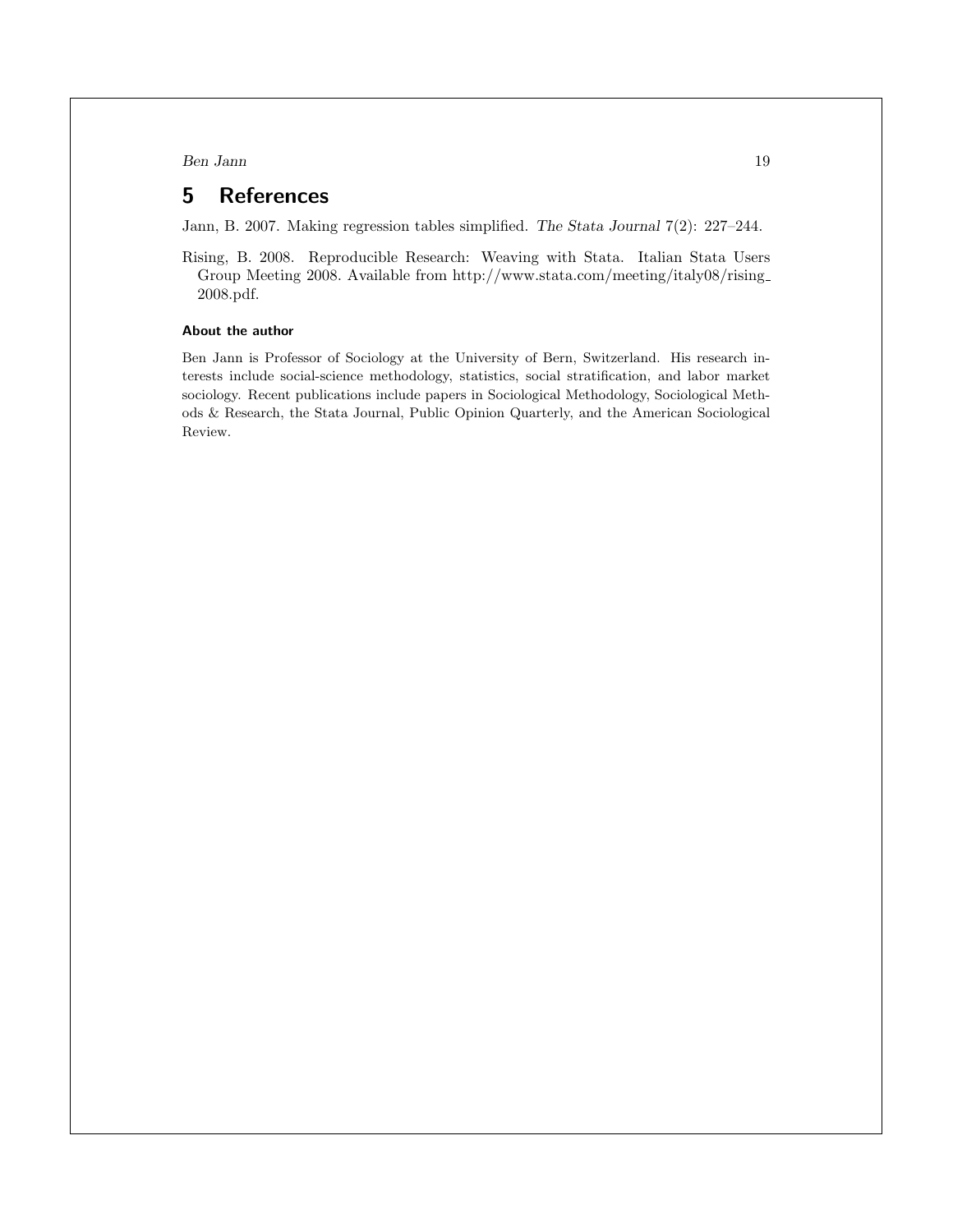## 5 References

Jann, B. 2007. Making regression tables simplified. *The Stata Journal* 7(2): 227–244.

Rising, B. 2008. Reproducible Research: Weaving with Stata. Italian Stata Users Group Meeting 2008. Available from http://www.stata.com/meeting/italy08/rising_2008.pdf.

#### About the author

Ben Jann is Professor of Sociology at the University of Bern, Switzerland. His research interests include social-science methodology, statistics, social stratification, and labor market sociology. Recent publications include papers in Sociological Methodology, Sociological Methods & Research, the Stata Journal, Public Opinion Quarterly, and the American Sociological Review.